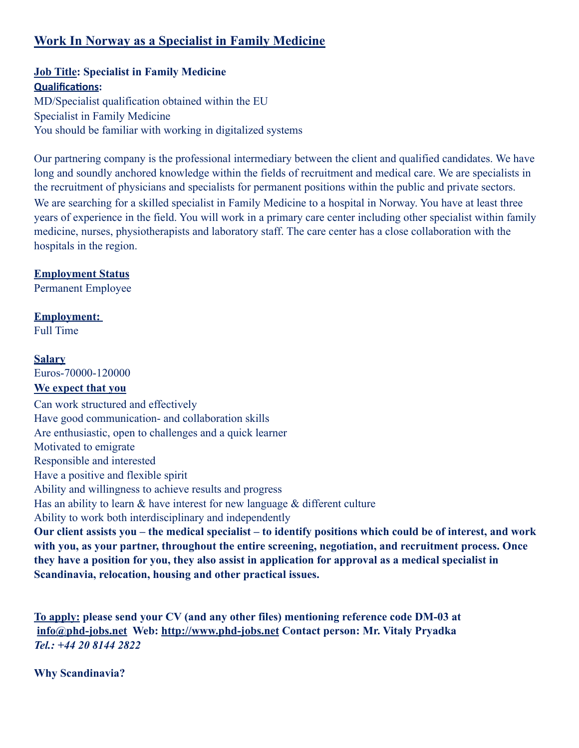# Work In Norway as a Specialist in Family Medicine

**Job Title: Specialist in Family Medicine**

**Qualifications:**

MD/Specialist qualification obtained within the EU
Specialist in Family Medicine
You should be familiar with working in digitalized systems

Our partnering company is the professional intermediary between the client and qualified candidates. We have long and soundly anchored knowledge within the fields of recruitment and medical care. We are specialists in the recruitment of physicians and specialists for permanent positions within the public and private sectors. We are searching for a skilled specialist in Family Medicine to a hospital in Norway. You have at least three years of experience in the field. You will work in a primary care center including other specialist within family medicine, nurses, physiotherapists and laboratory staff. The care center has a close collaboration with the hospitals in the region.

**Employment Status**

Permanent Employee

**Employment:**

Full Time

**Salary**

Euros-70000-120000

**We expect that you**

Can work structured and effectively
Have good communication- and collaboration skills
Are enthusiastic, open to challenges and a quick learner
Motivated to emigrate
Responsible and interested
Have a positive and flexible spirit
Ability and willingness to achieve results and progress
Has an ability to learn & have interest for new language & different culture
Ability to work both interdisciplinary and independently

**Our client assists you – the medical specialist – to identify positions which could be of interest, and work with you, as your partner, throughout the entire screening, negotiation, and recruitment process. Once they have a position for you, they also assist in application for approval as a medical specialist in Scandinavia, relocation, housing and other practical issues.**

**To apply: please send your CV (and any other files) mentioning reference code DM-03 at info@phd-jobs.net Web: http://www.phd-jobs.net Contact person: Mr. Vitaly Pryadka**
***Tel.: +44 20 8144 2822***

**Why Scandinavia?**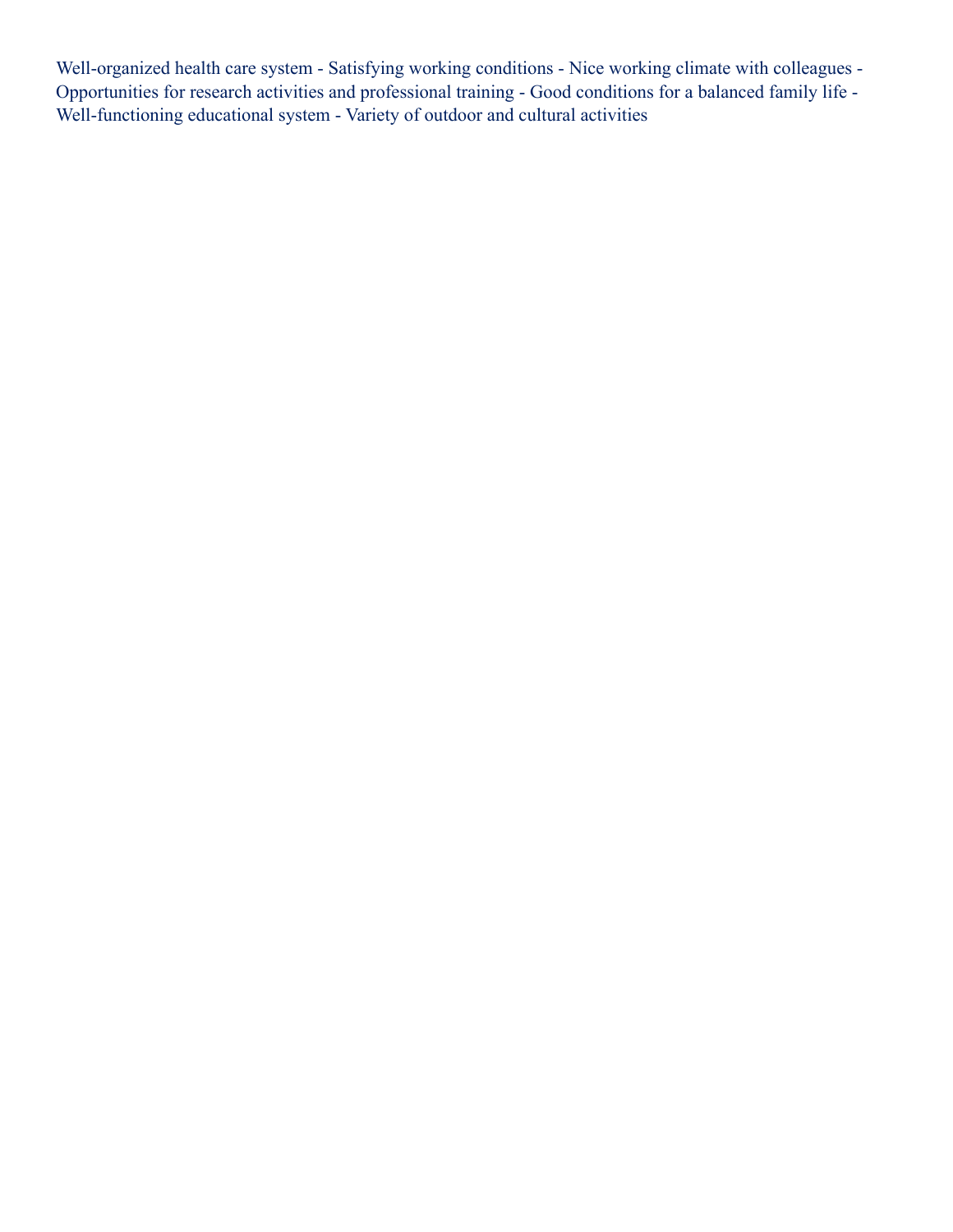Well-organized health care system - Satisfying working conditions - Nice working climate with colleagues - Opportunities for research activities and professional training - Good conditions for a balanced family life - Well-functioning educational system - Variety of outdoor and cultural activities